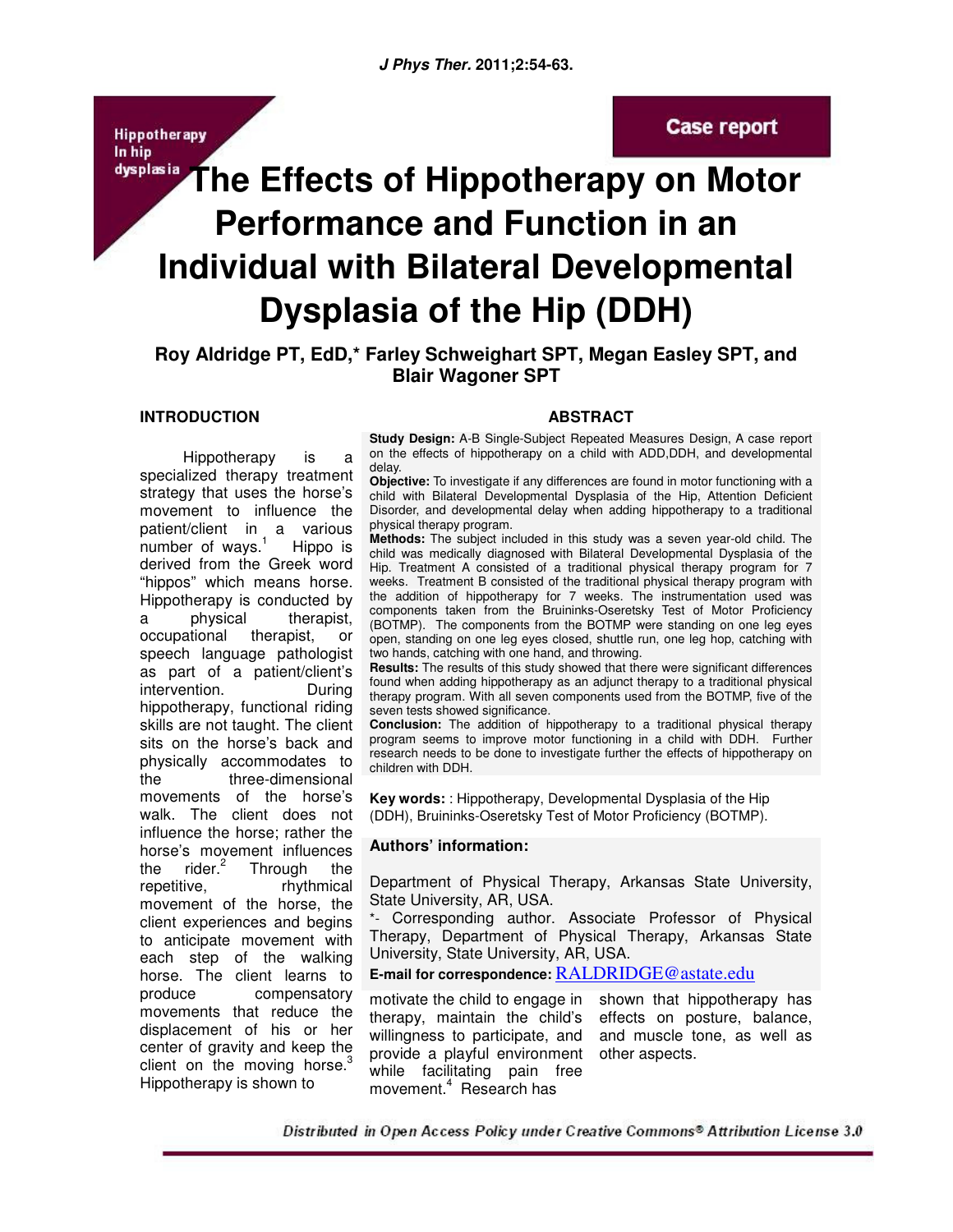Case report

# The Effects of Hippotherapy on Motor Performance and Function in an Individual with Bilateral Developmental Dysplasia of the Hip (DDH)

**Roy Aldridge PT, EdD,\* Farley Schweighart SPT, Megan Easley SPT, and Blair Wagoner SPT**

## ABSTRACT

**Study Design:** A-B Single-Subject Repeated Measures Design, A case report on the effects of hippotherapy on a child with ADD,DDH, and developmental delay.

**Objective:** To investigate if any differences are found in motor functioning with a child with Bilateral Developmental Dysplasia of the Hip, Attention Deficient Disorder, and developmental delay when adding hippotherapy to a traditional physical therapy program.

**Methods:** The subject included in this study was a seven year-old child. The child was medically diagnosed with Bilateral Developmental Dysplasia of the Hip. Treatment A consisted of a traditional physical therapy program for 7 weeks. Treatment B consisted of the traditional physical therapy program with the addition of hippotherapy for 7 weeks. The instrumentation used was components taken from the Bruininks-Oseretsky Test of Motor Proficiency (BOTMP). The components from the BOTMP were standing on one leg eyes open, standing on one leg eyes closed, shuttle run, one leg hop, catching with two hands, catching with one hand, and throwing.

**Results:** The results of this study showed that there were significant differences found when adding hippotherapy as an adjunct therapy to a traditional physical therapy program. With all seven components used from the BOTMP, five of the seven tests showed significance.

**Conclusion:** The addition of hippotherapy to a traditional physical therapy program seems to improve motor functioning in a child with DDH. Further research needs to be done to investigate further the effects of hippotherapy on children with DDH.

**Key words:** : Hippotherapy, Developmental Dysplasia of the Hip (DDH), Bruininks-Oseretsky Test of Motor Proficiency (BOTMP).

**Authors' information:**

Department of Physical Therapy, Arkansas State University, State University, AR, USA.

\*- Corresponding author. Associate Professor of Physical Therapy, Department of Physical Therapy, Arkansas State University, State University, AR, USA.

**E-mail for correspondence:** RALDRIDGE@astate.edu

## INTRODUCTION

Hippotherapy is a specialized therapy treatment strategy that uses the horse's movement to influence the patient/client in a various number of ways.[1] Hippo is derived from the Greek word "hippos" which means horse. Hippotherapy is conducted by a physical therapist, occupational therapist, or speech language pathologist as part of a patient/client's intervention. During hippotherapy, functional riding skills are not taught. The client sits on the horse's back and physically accommodates to the three-dimensional movements of the horse's walk. The client does not influence the horse; rather the horse's movement influences the rider.[2] Through the repetitive, rhythmical movement of the horse, the client experiences and begins to anticipate movement with each step of the walking horse. The client learns to produce compensatory movements that reduce the displacement of his or her center of gravity and keep the client on the moving horse.[3] Hippotherapy is shown to motivate the child to engage in therapy, maintain the child's willingness to participate, and provide a playful environment while facilitating pain free movement.[4] Research has shown that hippotherapy has effects on posture, balance, and muscle tone, as well as other aspects.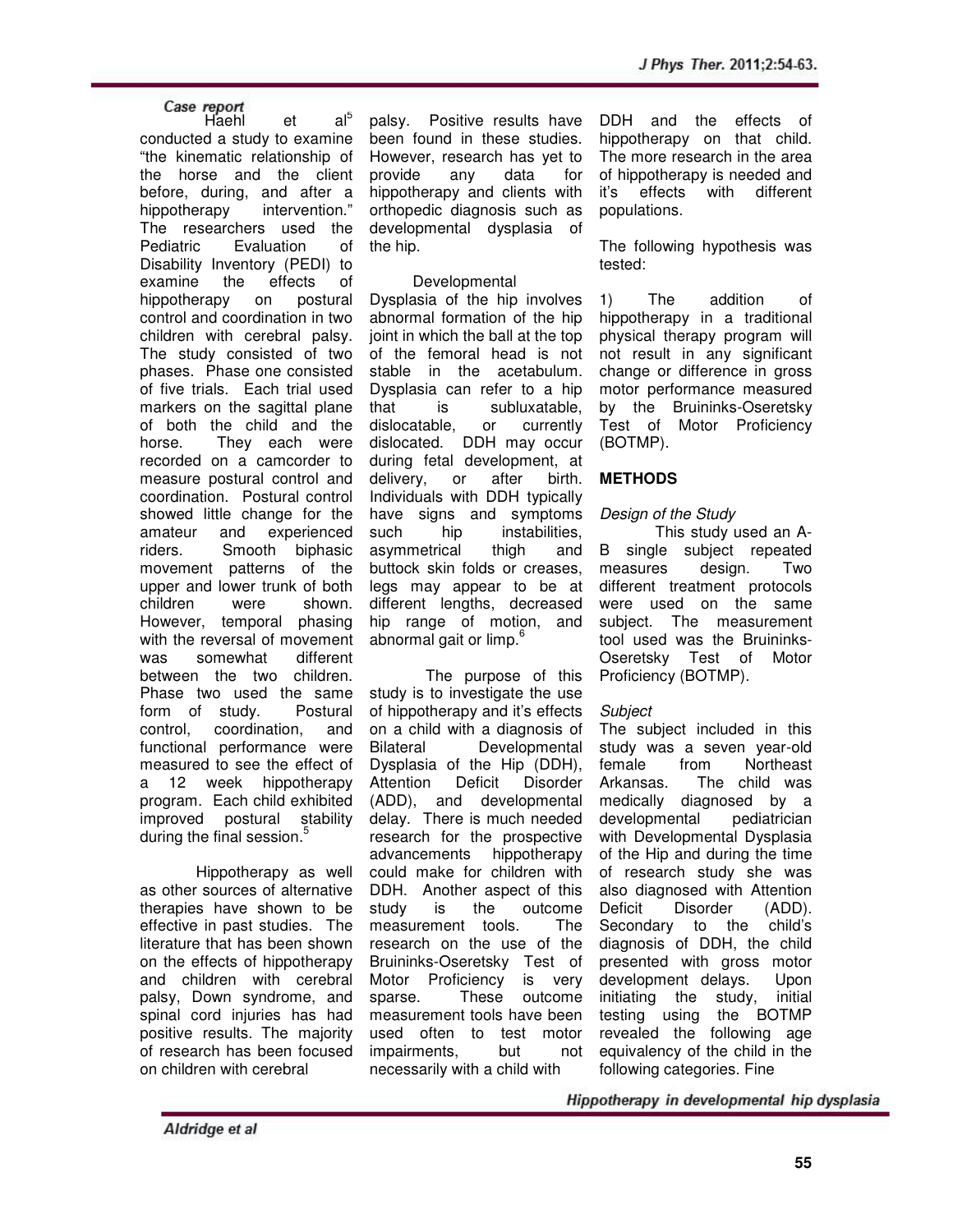Haehl et al[5] conducted a study to examine "the kinematic relationship of the horse and the client before, during, and after a hippotherapy intervention." The researchers used the Pediatric Evaluation of Disability Inventory (PEDI) to examine the effects of hippotherapy on postural control and coordination in two children with cerebral palsy. The study consisted of two phases. Phase one consisted of five trials. Each trial used markers on the sagittal plane of both the child and the horse. They each were recorded on a camcorder to measure postural control and coordination. Postural control showed little change for the amateur and experienced riders. Smooth biphasic movement patterns of the upper and lower trunk of both children were shown. However, temporal phasing with the reversal of movement was somewhat different between the two children. Phase two used the same form of study. Postural control, coordination, and functional performance were measured to see the effect of a 12 week hippotherapy program. Each child exhibited improved postural stability during the final session.[5]

Hippotherapy as well as other sources of alternative therapies have shown to be effective in past studies. The literature that has been shown on the effects of hippotherapy and children with cerebral palsy, Down syndrome, and spinal cord injuries has had positive results. The majority of research has been focused on children with cerebral palsy. Positive results have been found in these studies. However, research has yet to provide any data for hippotherapy and clients with orthopedic diagnosis such as developmental dysplasia of the hip.

Developmental Dysplasia of the hip involves abnormal formation of the hip joint in which the ball at the top of the femoral head is not stable in the acetabulum. Dysplasia can refer to a hip that is subluxatable, dislocatable, or currently dislocated. DDH may occur during fetal development, at delivery, or after birth. Individuals with DDH typically have signs and symptoms such hip instabilities, asymmetrical thigh and buttock skin folds or creases, legs may appear to be at different lengths, decreased hip range of motion, and abnormal gait or limp.[6]

The purpose of this study is to investigate the use of hippotherapy and it's effects on a child with a diagnosis of Bilateral Developmental Dysplasia of the Hip (DDH), Attention Deficit Disorder (ADD), and developmental delay. There is much needed research for the prospective advancements hippotherapy could make for children with DDH. Another aspect of this study is the outcome measurement tools. The research on the use of the Bruininks-Oseretsky Test of Motor Proficiency is very sparse. These outcome measurement tools have been used often to test motor impairments, but not necessarily with a child with DDH and the effects of hippotherapy on that child. The more research in the area of hippotherapy is needed and it's effects with different populations.

The following hypothesis was tested:

1) The addition of hippotherapy in a traditional physical therapy program will not result in any significant change or difference in gross motor performance measured by the Bruininks-Oseretsky Test of Motor Proficiency (BOTMP).

## METHODS

### *Design of the Study*

This study used an A-B single subject repeated measures design. Two different treatment protocols were used on the same subject. The measurement tool used was the Bruininks-Oseretsky Test of Motor Proficiency (BOTMP).

### *Subject*

The subject included in this study was a seven year-old female from Northeast Arkansas. The child was medically diagnosed by a developmental pediatrician with Developmental Dysplasia of the Hip and during the time of research study she was also diagnosed with Attention Deficit Disorder (ADD). Secondary to the child's diagnosis of DDH, the child presented with gross motor development delays. Upon initiating the study, initial testing using the BOTMP revealed the following age equivalency of the child in the following categories. Fine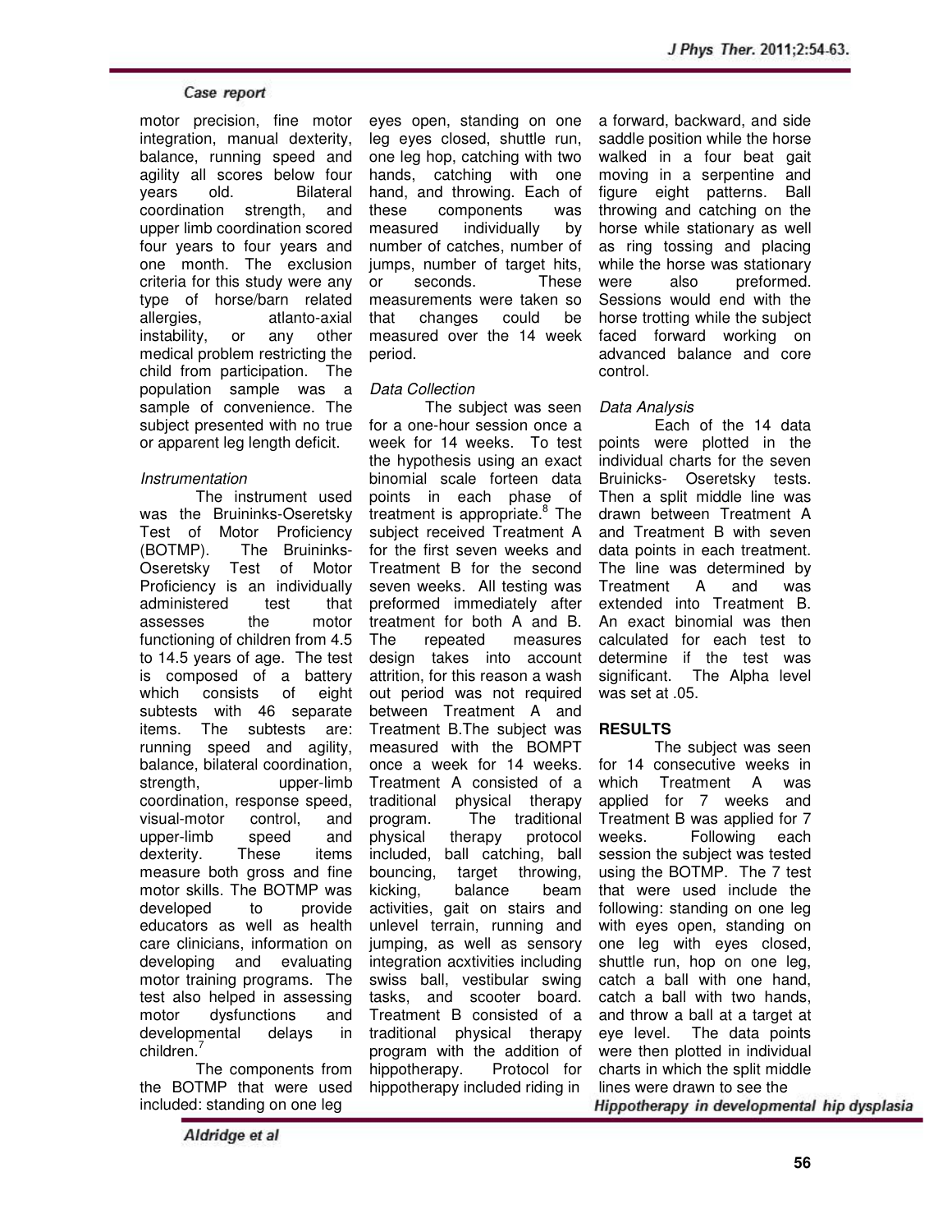motor precision, fine motor integration, manual dexterity, balance, running speed and agility all scores below four years old. Bilateral coordination strength, and upper limb coordination scored four years to four years and one month. The exclusion criteria for this study were any type of horse/barn related allergies, atlanto-axial instability, or any other medical problem restricting the child from participation. The population sample was a sample of convenience. The subject presented with no true or apparent leg length deficit.

*Instrumentation*

The instrument used was the Bruininks-Oseretsky Test of Motor Proficiency (BOTMP). The Bruininks-Oseretsky Test of Motor Proficiency is an individually administered test that assesses the motor functioning of children from 4.5 to 14.5 years of age. The test is composed of a battery which consists of eight subtests with 46 separate items. The subtests are: running speed and agility, balance, bilateral coordination, strength, upper-limb coordination, response speed, visual-motor control, and upper-limb speed and dexterity. These items measure both gross and fine motor skills. The BOTMP was developed to provide educators as well as health care clinicians, information on developing and evaluating motor training programs. The test also helped in assessing motor dysfunctions and developmental delays in children.[7]

The components from the BOTMP that were used included: standing on one leg eyes open, standing on one leg eyes closed, shuttle run, one leg hop, catching with two hands, catching with one hand, and throwing. Each of these components was measured individually by number of catches, number of jumps, number of target hits, or seconds. These measurements were taken so that changes could be measured over the 14 week period.

*Data Collection*

The subject was seen for a one-hour session once a week for 14 weeks. To test the hypothesis using an exact binomial scale forteen data points in each phase of treatment is appropriate.[8] The subject received Treatment A for the first seven weeks and Treatment B for the second seven weeks. All testing was preformed immediately after treatment for both A and B. The repeated measures design takes into account attrition, for this reason a wash out period was not required between Treatment A and Treatment B.The subject was measured with the BOMPT once a week for 14 weeks. Treatment A consisted of a traditional physical therapy program. The traditional physical therapy protocol included, ball catching, ball bouncing, target throwing, kicking, balance beam activities, gait on stairs and unlevel terrain, running and jumping, as well as sensory integration acxtivities including swiss ball, vestibular swing tasks, and scooter board. Treatment B consisted of a traditional physical therapy program with the addition of hippotherapy. Protocol for hippotherapy included riding in a forward, backward, and side saddle position while the horse walked in a four beat gait moving in a serpentine and figure eight patterns. Ball throwing and catching on the horse while stationary as well as ring tossing and placing while the horse was stationary were also preformed. Sessions would end with the horse trotting while the subject faced forward working on advanced balance and core control.

*Data Analysis*

Each of the 14 data points were plotted in the individual charts for the seven Bruinicks- Oseretsky tests. Then a split middle line was drawn between Treatment A and Treatment B with seven data points in each treatment. The line was determined by Treatment A and was extended into Treatment B. An exact binomial was then calculated for each test to determine if the test was significant. The Alpha level was set at .05.

## RESULTS

The subject was seen for 14 consecutive weeks in which Treatment A was applied for 7 weeks and Treatment B was applied for 7 weeks. Following each session the subject was tested using the BOTMP. The 7 test that were used include the following: standing on one leg with eyes open, standing on one leg with eyes closed, shuttle run, hop on one leg, catch a ball with one hand, catch a ball with two hands, and throw a ball at a target at eye level. The data points were then plotted in individual charts in which the split middle lines were drawn to see the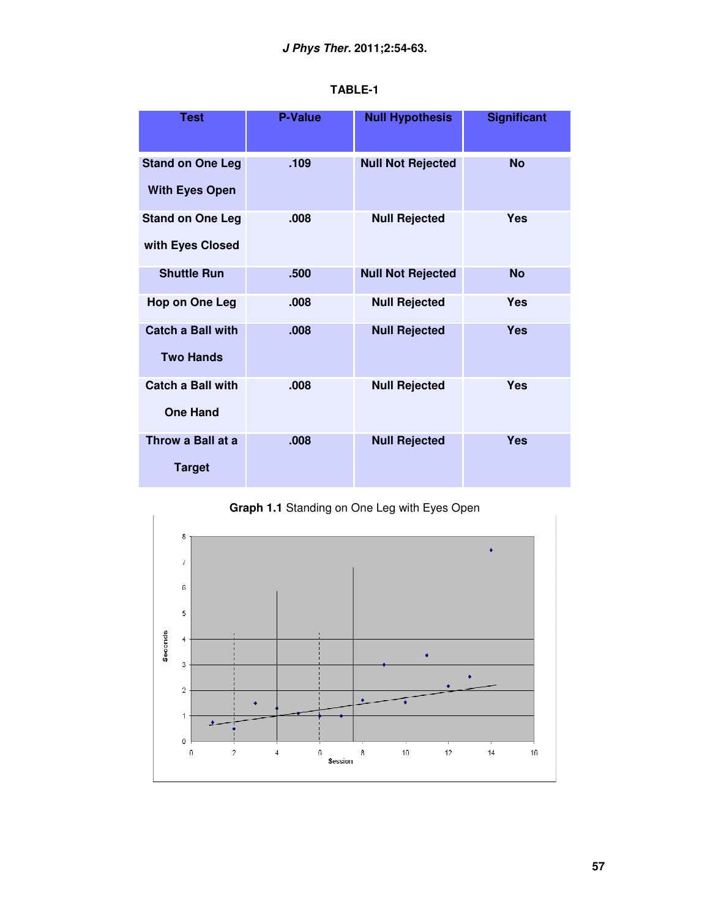TABLE-1

| Test | P-Value | Null Hypothesis | Significant |
|---|---|---|---|
| Stand on One Leg With Eyes Open | .109 | Null Not Rejected | No |
| Stand on One Leg with Eyes Closed | .008 | Null Rejected | Yes |
| Shuttle Run | .500 | Null Not Rejected | No |
| Hop on One Leg | .008 | Null Rejected | Yes |
| Catch a Ball with Two Hands | .008 | Null Rejected | Yes |
| Catch a Ball with One Hand | .008 | Null Rejected | Yes |
| Throw a Ball at a Target | .008 | Null Rejected | Yes |

**Graph 1.1** Standing on One Leg with Eyes Open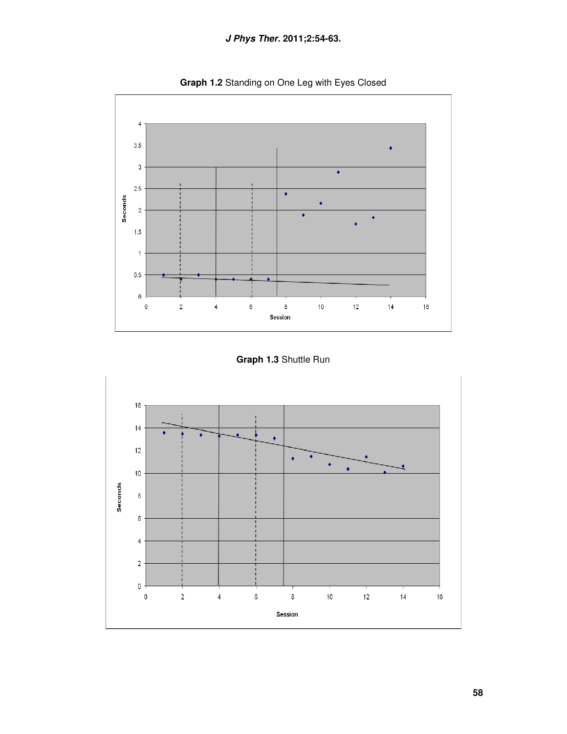**Graph 1.2** Standing on One Leg with Eyes Closed

**Graph 1.3** Shuttle Run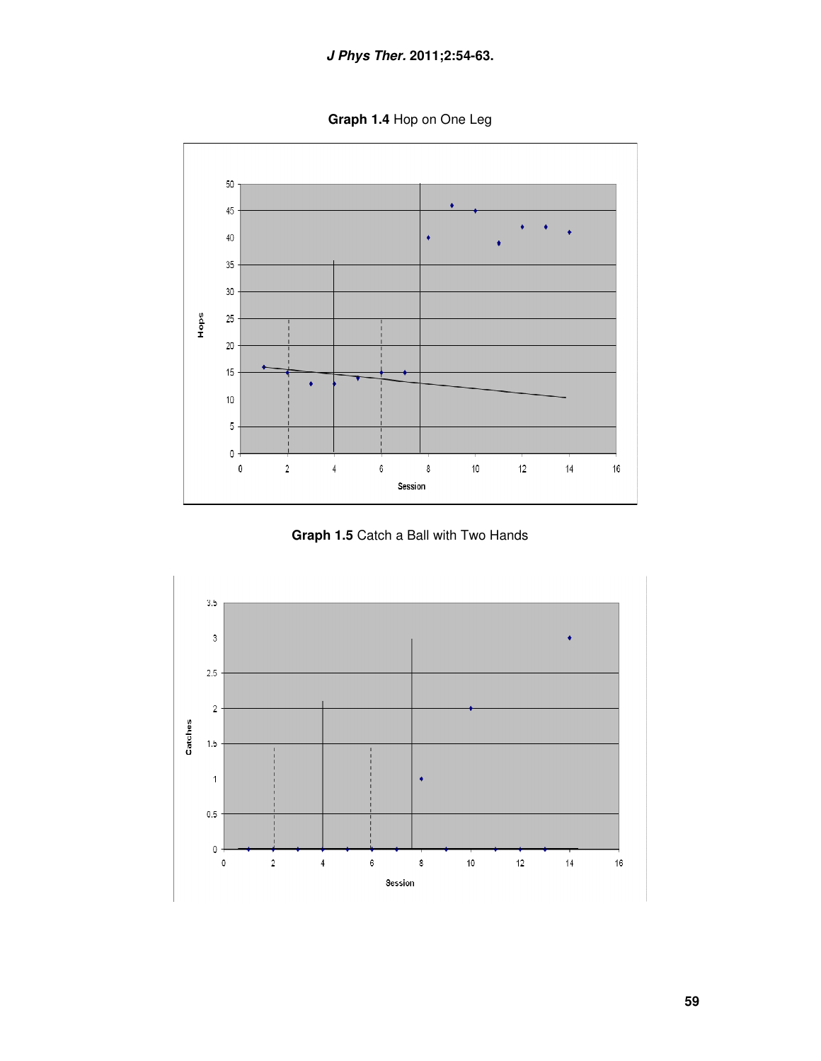**Graph 1.4** Hop on One Leg

**Graph 1.5** Catch a Ball with Two Hands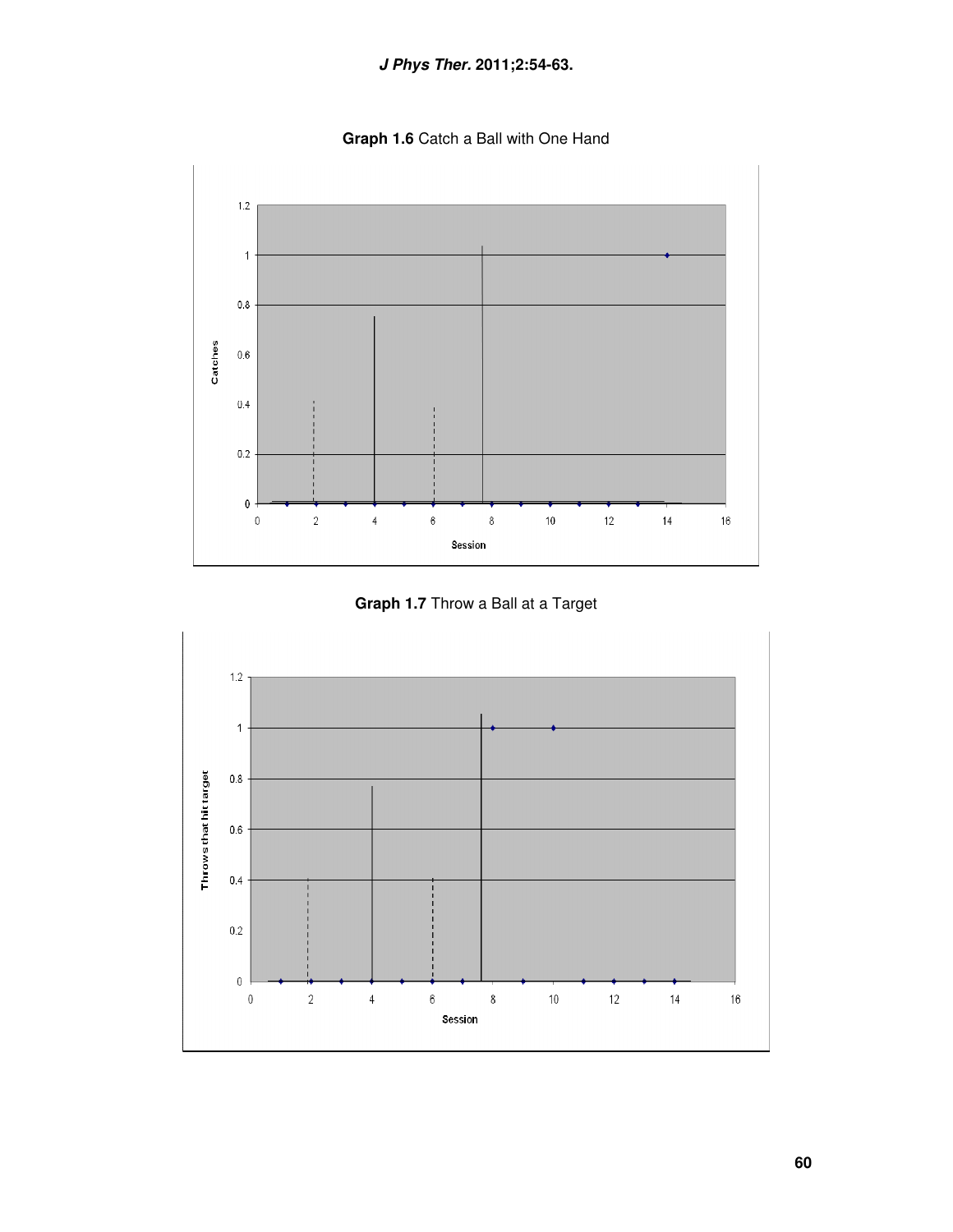**Graph 1.6** Catch a Ball with One Hand

**Graph 1.7** Throw a Ball at a Target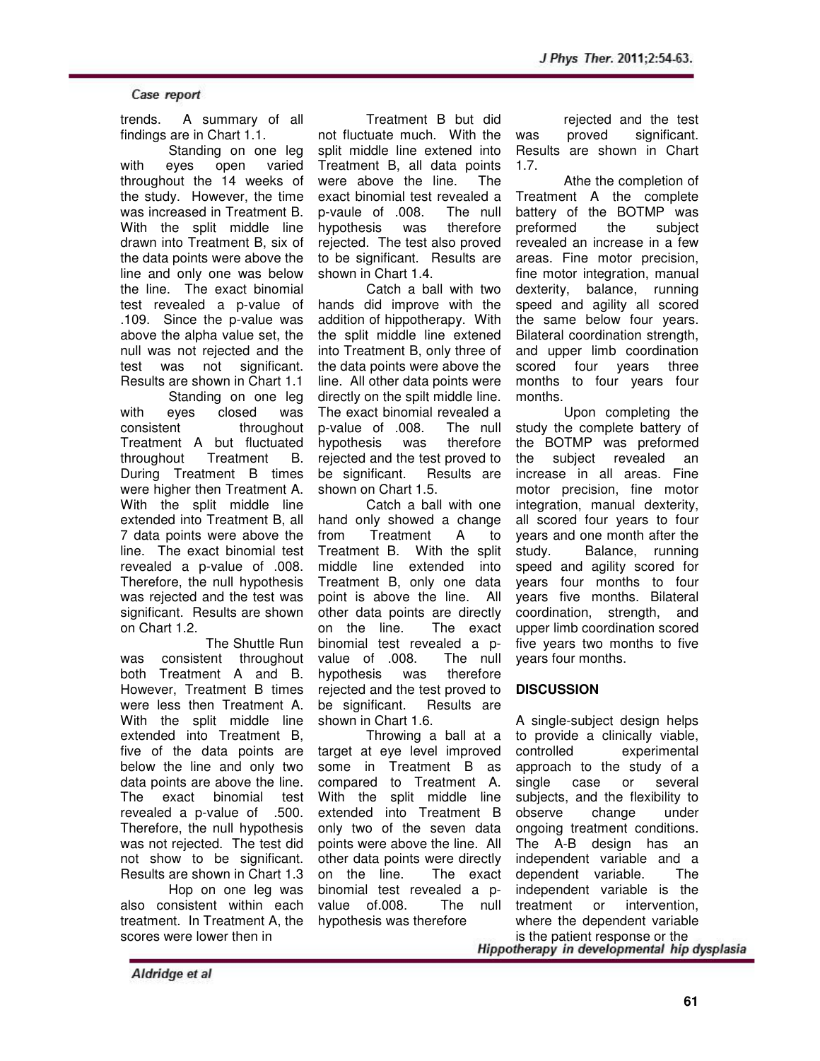trends. A summary of all findings are in Chart 1.1.

Standing on one leg with eyes open varied throughout the 14 weeks of the study. However, the time was increased in Treatment B. With the split middle line drawn into Treatment B, six of the data points were above the line and only one was below the line. The exact binomial test revealed a p-value of .109. Since the p-value was above the alpha value set, the null was not rejected and the test was not significant. Results are shown in Chart 1.1

Standing on one leg with eyes closed was consistent throughout Treatment A but fluctuated throughout Treatment B. During Treatment B times were higher then Treatment A. With the split middle line extended into Treatment B, all 7 data points were above the line. The exact binomial test revealed a p-value of .008. Therefore, the null hypothesis was rejected and the test was significant. Results are shown on Chart 1.2.

The Shuttle Run was consistent throughout both Treatment A and B. However, Treatment B times were less then Treatment A. With the split middle line extended into Treatment B, five of the data points are below the line and only two data points are above the line. The exact binomial test revealed a p-value of .500. Therefore, the null hypothesis was not rejected. The test did not show to be significant. Results are shown in Chart 1.3

Hop on one leg was also consistent within each treatment. In Treatment A, the scores were lower then in Treatment B but did not fluctuate much. With the split middle line extened into Treatment B, all data points were above the line. The exact binomial test revealed a p-vaule of .008. The null hypothesis was therefore rejected. The test also proved to be significant. Results are shown in Chart 1.4.

Catch a ball with two hands did improve with the addition of hippotherapy. With the split middle line extened into Treatment B, only three of the data points were above the line. All other data points were directly on the spilt middle line. The exact binomial revealed a p-value of .008. The null hypothesis was therefore rejected and the test proved to be significant. Results are shown on Chart 1.5.

Catch a ball with one hand only showed a change from Treatment A to Treatment B. With the split middle line extended into Treatment B, only one data point is above the line. All other data points are directly on the line. The exact binomial test revealed a p-value of .008. The null hypothesis was therefore rejected and the test proved to be significant. Results are shown in Chart 1.6.

Throwing a ball at a target at eye level improved some in Treatment B as compared to Treatment A. With the split middle line extended into Treatment B only two of the seven data points were above the line. All other data points were directly on the line. The exact binomial test revealed a p-value of.008. The null hypothesis was therefore rejected and the test was proved significant. Results are shown in Chart 1.7.

Athe the completion of Treatment A the complete battery of the BOTMP was preformed the subject revealed an increase in a few areas. Fine motor precision, fine motor integration, manual dexterity, balance, running speed and agility all scored the same below four years. Bilateral coordination strength, and upper limb coordination scored four years three months to four years four months.

Upon completing the study the complete battery of the BOTMP was preformed the subject revealed an increase in all areas. Fine motor precision, fine motor integration, manual dexterity, all scored four years to four years and one month after the study. Balance, running speed and agility scored for years four months to four years five months. Bilateral coordination, strength, and upper limb coordination scored five years two months to five years four months.

## DISCUSSION

A single-subject design helps to provide a clinically viable, controlled experimental approach to the study of a single case or several subjects, and the flexibility to observe change under ongoing treatment conditions. The A-B design has an independent variable and a dependent variable. The independent variable is the treatment or intervention, where the dependent variable is the patient response or the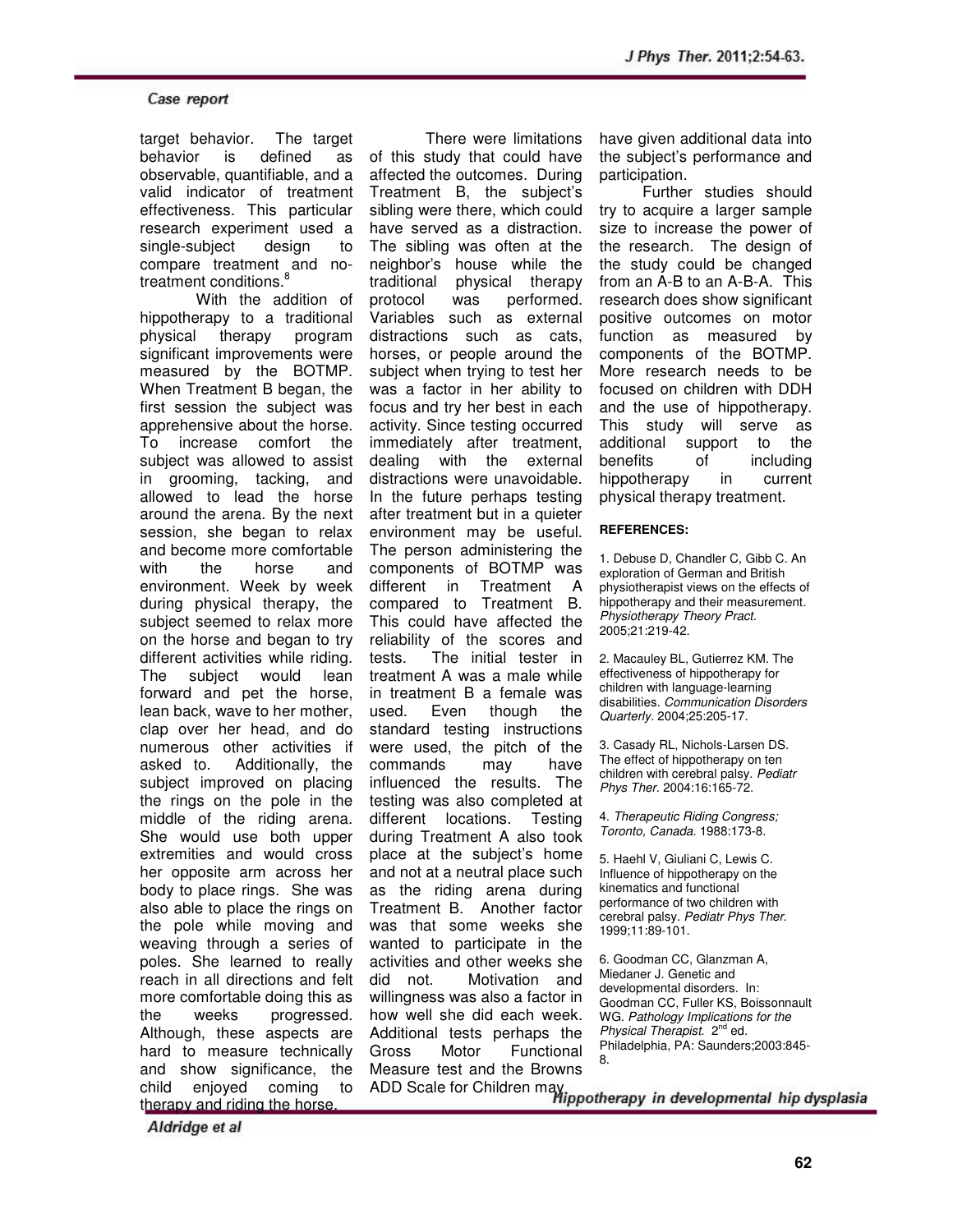target behavior. The target behavior is defined as observable, quantifiable, and a valid indicator of treatment effectiveness. This particular research experiment used a single-subject design to compare treatment and no-treatment conditions.[8]

With the addition of hippotherapy to a traditional physical therapy program significant improvements were measured by the BOTMP. When Treatment B began, the first session the subject was apprehensive about the horse. To increase comfort the subject was allowed to assist in grooming, tacking, and allowed to lead the horse around the arena. By the next session, she began to relax and become more comfortable with the horse and environment. Week by week during physical therapy, the subject seemed to relax more on the horse and began to try different activities while riding. The subject would lean forward and pet the horse, lean back, wave to her mother, clap over her head, and do numerous other activities if asked to. Additionally, the subject improved on placing the rings on the pole in the middle of the riding arena. She would use both upper extremities and would cross her opposite arm across her body to place rings. She was also able to place the rings on the pole while moving and weaving through a series of poles. She learned to really reach in all directions and felt more comfortable doing this as the weeks progressed. Although, these aspects are hard to measure technically and show significance, the child enjoyed coming to therapy and riding the horse.

There were limitations of this study that could have affected the outcomes. During Treatment B, the subject's sibling were there, which could have served as a distraction. The sibling was often at the neighbor's house while the traditional physical therapy protocol was performed. Variables such as external distractions such as cats, horses, or people around the subject when trying to test her was a factor in her ability to focus and try her best in each activity. Since testing occurred immediately after treatment, dealing with the external distractions were unavoidable. In the future perhaps testing after treatment but in a quieter environment may be useful. The person administering the components of BOTMP was different in Treatment A compared to Treatment B. This could have affected the reliability of the scores and tests. The initial tester in treatment A was a male while in treatment B a female was used. Even though the standard testing instructions were used, the pitch of the commands may have influenced the results. The testing was also completed at different locations. Testing during Treatment A also took place at the subject's home and not at a neutral place such as the riding arena during Treatment B. Another factor was that some weeks she wanted to participate in the activities and other weeks she did not. Motivation and willingness was also a factor in how well she did each week. Additional tests perhaps the Gross Motor Functional Measure test and the Browns ADD Scale for Children may have given additional data into the subject's performance and participation.

Further studies should try to acquire a larger sample size to increase the power of the research. The design of the study could be changed from an A-B to an A-B-A. This research does show significant positive outcomes on motor function as measured by components of the BOTMP. More research needs to be focused on children with DDH and the use of hippotherapy. This study will serve as additional support to the benefits of including hippotherapy in current physical therapy treatment.

**REFERENCES:**

1. Debuse D, Chandler C, Gibb C. An exploration of German and British physiotherapist views on the effects of hippotherapy and their measurement. *Physiotherapy Theory Pract*. 2005;21:219-42.

2. Macauley BL, Gutierrez KM. The effectiveness of hippotherapy for children with language-learning disabilities. *Communication Disorders Quarterly*. 2004;25:205-17.

3. Casady RL, Nichols-Larsen DS. The effect of hippotherapy on ten children with cerebral palsy. *Pediatr Phys Ther*. 2004:16:165-72.

4. *Therapeutic Riding Congress; Toronto, Canada*. 1988:173-8.

5. Haehl V, Giuliani C, Lewis C. Influence of hippotherapy on the kinematics and functional performance of two children with cerebral palsy. *Pediatr Phys Ther*. 1999;11:89-101.

6. Goodman CC, Glanzman A, Miedaner J. Genetic and developmental disorders. In: Goodman CC, Fuller KS, Boissonnault WG. *Pathology Implications for the Physical Therapist*. 2nd ed. Philadelphia, PA: Saunders;2003:845-8.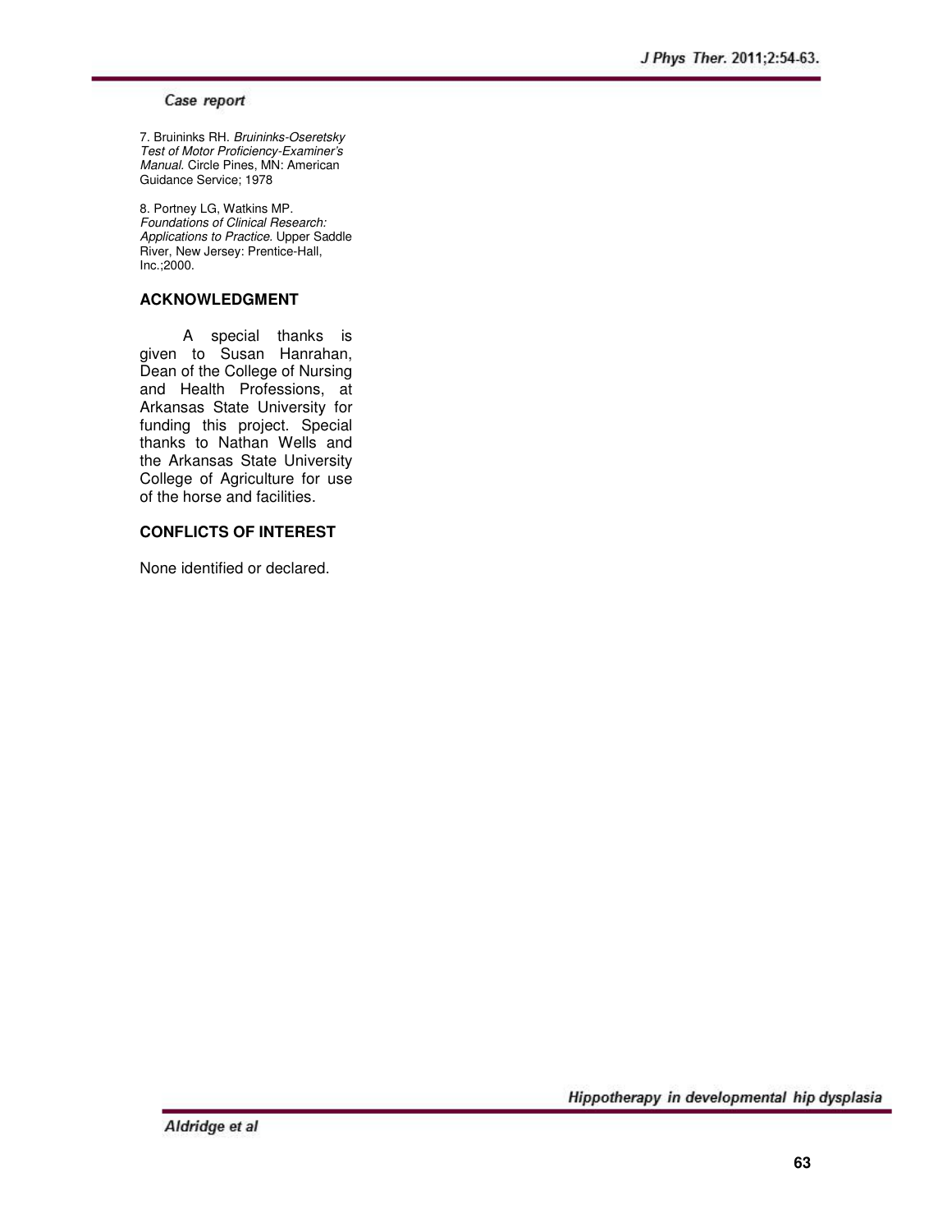7. Bruininks RH. *Bruininks-Oseretsky Test of Motor Proficiency-Examiner's Manual.* Circle Pines, MN: American Guidance Service; 1978

8. Portney LG, Watkins MP. *Foundations of Clinical Research: Applications to Practice.* Upper Saddle River, New Jersey: Prentice-Hall, Inc.;2000.

## ACKNOWLEDGMENT

A special thanks is given to Susan Hanrahan, Dean of the College of Nursing and Health Professions, at Arkansas State University for funding this project. Special thanks to Nathan Wells and the Arkansas State University College of Agriculture for use of the horse and facilities.

## CONFLICTS OF INTEREST

None identified or declared.